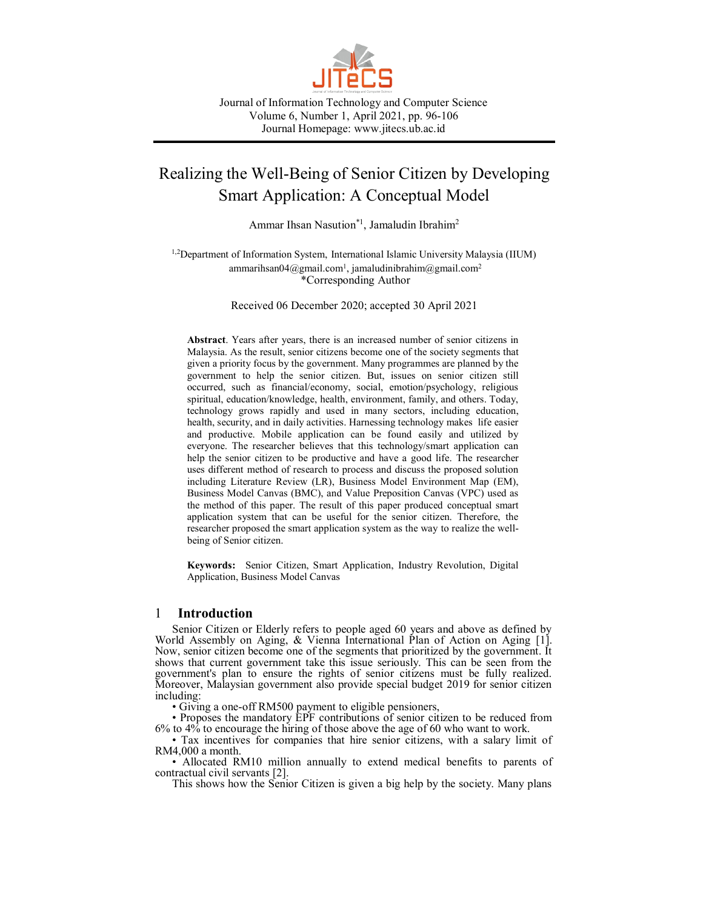# Realizing the Well-Being of Senior Citizen by Developing Smart Application: A Conceptual Model

Ammar Ihsan Nasution*[1], Jamaludin Ibrahim[2]

[1,2]Department of Information System, International Islamic University Malaysia (IIUM)
ammarihsan04@gmail.com[1], jamaludinibrahim@gmail.com[2]
*Corresponding Author

Received 06 December 2020; accepted 30 April 2021

**Abstract**. Years after years, there is an increased number of senior citizens in Malaysia. As the result, senior citizens become one of the society segments that given a priority focus by the government. Many programmes are planned by the government to help the senior citizen. But, issues on senior citizen still occurred, such as financial/economy, social, emotion/psychology, religious spiritual, education/knowledge, health, environment, family, and others. Today, technology grows rapidly and used in many sectors, including education, health, security, and in daily activities. Harnessing technology makes life easier and productive. Mobile application can be found easily and utilized by everyone. The researcher believes that this technology/smart application can help the senior citizen to be productive and have a good life. The researcher uses different method of research to process and discuss the proposed solution including Literature Review (LR), Business Model Environment Map (EM), Business Model Canvas (BMC), and Value Preposition Canvas (VPC) used as the method of this paper. The result of this paper produced conceptual smart application system that can be useful for the senior citizen. Therefore, the researcher proposed the smart application system as the way to realize the well-being of Senior citizen.

**Keywords:** Senior Citizen, Smart Application, Industry Revolution, Digital Application, Business Model Canvas

## 1 Introduction

Senior Citizen or Elderly refers to people aged 60 years and above as defined by World Assembly on Aging, & Vienna International Plan of Action on Aging [1]. Now, senior citizen become one of the segments that prioritized by the government. It shows that current government take this issue seriously. This can be seen from the government's plan to ensure the rights of senior citizens must be fully realized. Moreover, Malaysian government also provide special budget 2019 for senior citizen including:

- Giving a one-off RM500 payment to eligible pensioners,
- Proposes the mandatory EPF contributions of senior citizen to be reduced from 6% to 4% to encourage the hiring of those above the age of 60 who want to work.
- Tax incentives for companies that hire senior citizens, with a salary limit of RM4,000 a month.
- Allocated RM10 million annually to extend medical benefits to parents of contractual civil servants [2].

This shows how the Senior Citizen is given a big help by the society. Many plans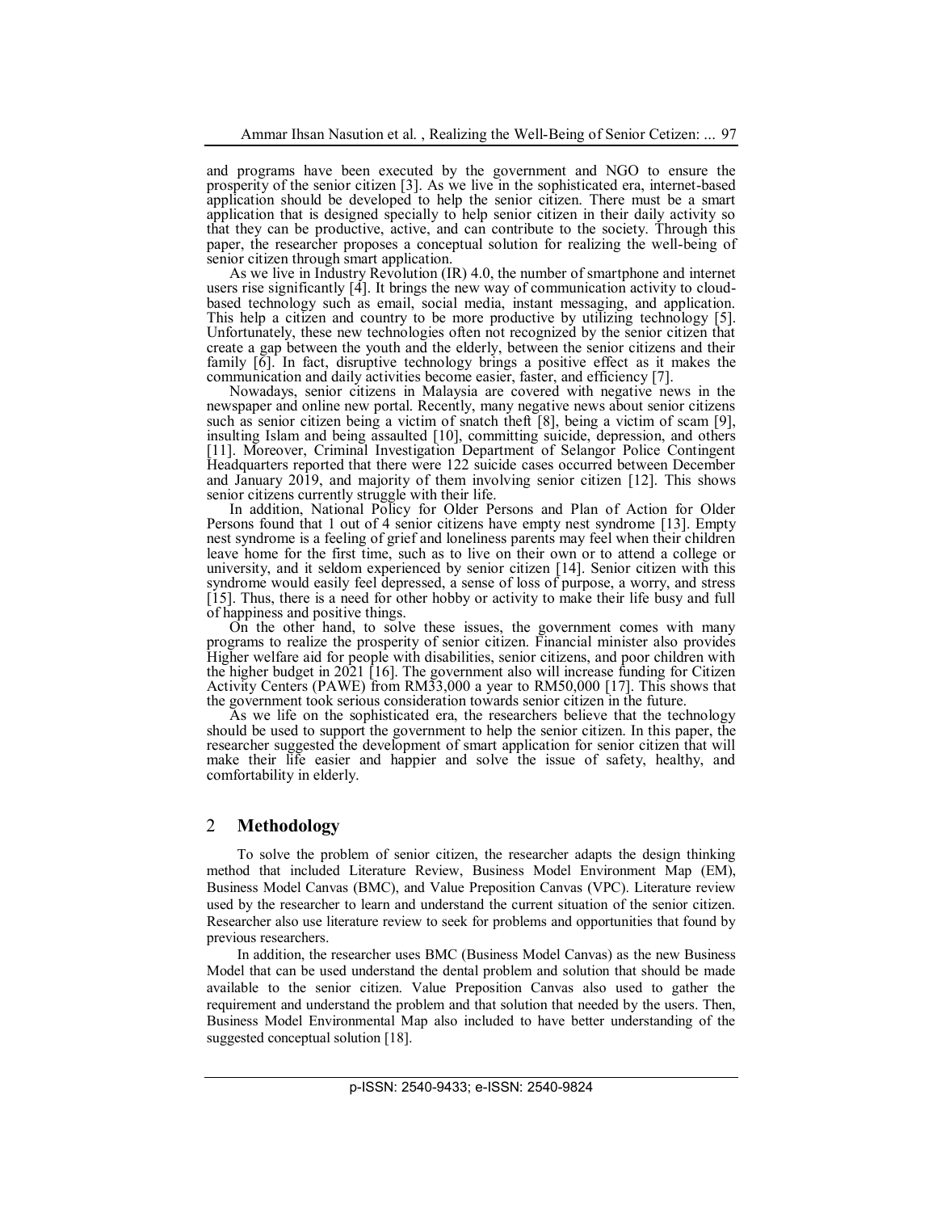and programs have been executed by the government and NGO to ensure the prosperity of the senior citizen [3]. As we live in the sophisticated era, internet-based application should be developed to help the senior citizen. There must be a smart application that is designed specially to help senior citizen in their daily activity so that they can be productive, active, and can contribute to the society. Through this paper, the researcher proposes a conceptual solution for realizing the well-being of senior citizen through smart application.

As we live in Industry Revolution (IR) 4.0, the number of smartphone and internet users rise significantly [4]. It brings the new way of communication activity to cloud-based technology such as email, social media, instant messaging, and application. This help a citizen and country to be more productive by utilizing technology [5]. Unfortunately, these new technologies often not recognized by the senior citizen that create a gap between the youth and the elderly, between the senior citizens and their family [6]. In fact, disruptive technology brings a positive effect as it makes the communication and daily activities become easier, faster, and efficiency [7].

Nowadays, senior citizens in Malaysia are covered with negative news in the newspaper and online new portal. Recently, many negative news about senior citizens such as senior citizen being a victim of snatch theft [8], being a victim of scam [9], insulting Islam and being assaulted [10], committing suicide, depression, and others [11]. Moreover, Criminal Investigation Department of Selangor Police Contingent Headquarters reported that there were 122 suicide cases occurred between December and January 2019, and majority of them involving senior citizen [12]. This shows senior citizens currently struggle with their life.

In addition, National Policy for Older Persons and Plan of Action for Older Persons found that 1 out of 4 senior citizens have empty nest syndrome [13]. Empty nest syndrome is a feeling of grief and loneliness parents may feel when their children leave home for the first time, such as to live on their own or to attend a college or university, and it seldom experienced by senior citizen [14]. Senior citizen with this syndrome would easily feel depressed, a sense of loss of purpose, a worry, and stress [15]. Thus, there is a need for other hobby or activity to make their life busy and full of happiness and positive things.

On the other hand, to solve these issues, the government comes with many programs to realize the prosperity of senior citizen. Financial minister also provides Higher welfare aid for people with disabilities, senior citizens, and poor children with the higher budget in 2021 [16]. The government also will increase funding for Citizen Activity Centers (PAWE) from RM33,000 a year to RM50,000 [17]. This shows that the government took serious consideration towards senior citizen in the future.

As we life on the sophisticated era, the researchers believe that the technology should be used to support the government to help the senior citizen. In this paper, the researcher suggested the development of smart application for senior citizen that will make their life easier and happier and solve the issue of safety, healthy, and comfortability in elderly.

## 2 Methodology

To solve the problem of senior citizen, the researcher adapts the design thinking method that included Literature Review, Business Model Environment Map (EM), Business Model Canvas (BMC), and Value Preposition Canvas (VPC). Literature review used by the researcher to learn and understand the current situation of the senior citizen. Researcher also use literature review to seek for problems and opportunities that found by previous researchers.

In addition, the researcher uses BMC (Business Model Canvas) as the new Business Model that can be used understand the dental problem and solution that should be made available to the senior citizen. Value Preposition Canvas also used to gather the requirement and understand the problem and that solution that needed by the users. Then, Business Model Environmental Map also included to have better understanding of the suggested conceptual solution [18].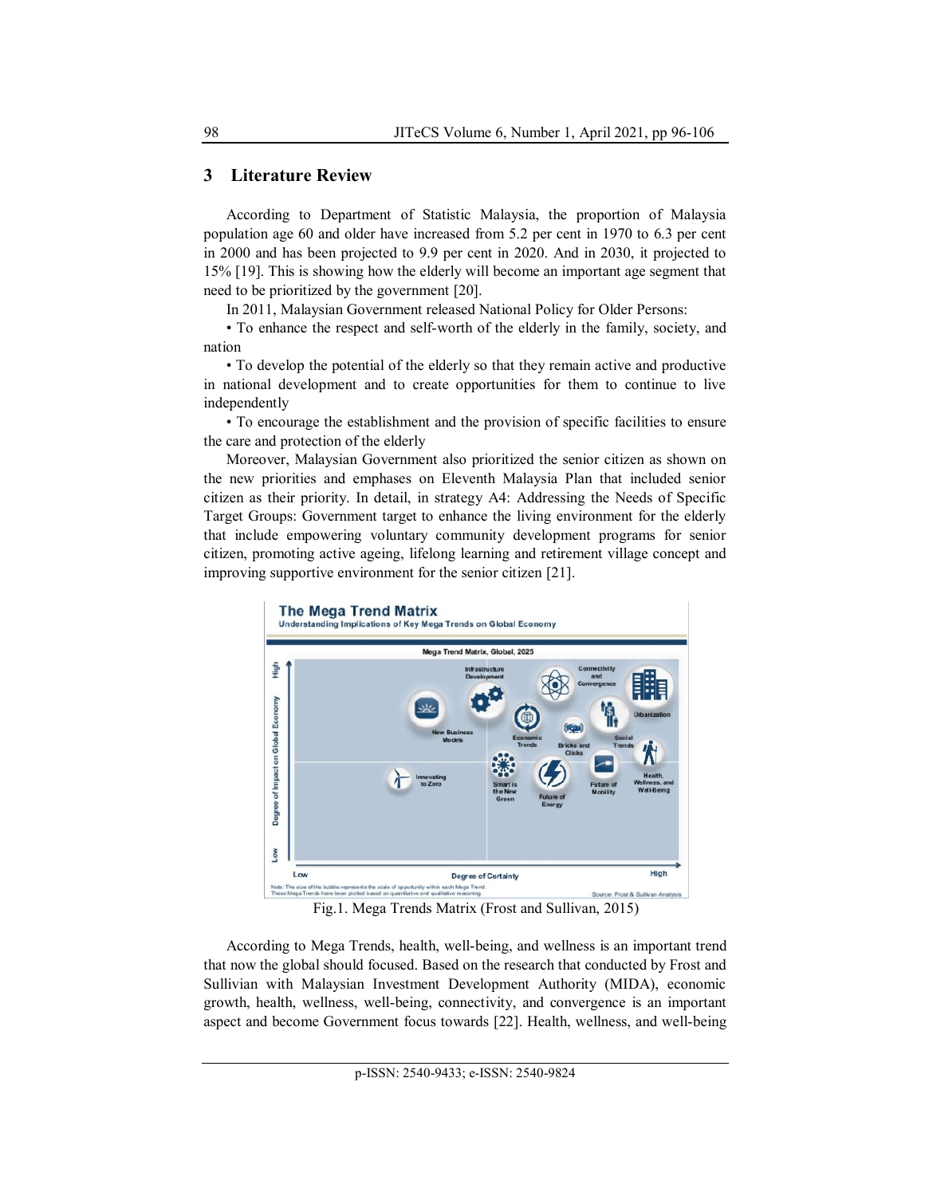## 3 Literature Review

According to Department of Statistic Malaysia, the proportion of Malaysia population age 60 and older have increased from 5.2 per cent in 1970 to 6.3 per cent in 2000 and has been projected to 9.9 per cent in 2020. And in 2030, it projected to 15% [19]. This is showing how the elderly will become an important age segment that need to be prioritized by the government [20].

In 2011, Malaysian Government released National Policy for Older Persons:

• To enhance the respect and self-worth of the elderly in the family, society, and nation

• To develop the potential of the elderly so that they remain active and productive in national development and to create opportunities for them to continue to live independently

• To encourage the establishment and the provision of specific facilities to ensure the care and protection of the elderly

Moreover, Malaysian Government also prioritized the senior citizen as shown on the new priorities and emphases on Eleventh Malaysia Plan that included senior citizen as their priority. In detail, in strategy A4: Addressing the Needs of Specific Target Groups: Government target to enhance the living environment for the elderly that include empowering voluntary community development programs for senior citizen, promoting active ageing, lifelong learning and retirement village concept and improving supportive environment for the senior citizen [21].

Fig.1. Mega Trends Matrix (Frost and Sullivan, 2015)

According to Mega Trends, health, well-being, and wellness is an important trend that now the global should focused. Based on the research that conducted by Frost and Sullivian with Malaysian Investment Development Authority (MIDA), economic growth, health, wellness, well-being, connectivity, and convergence is an important aspect and become Government focus towards [22]. Health, wellness, and well-being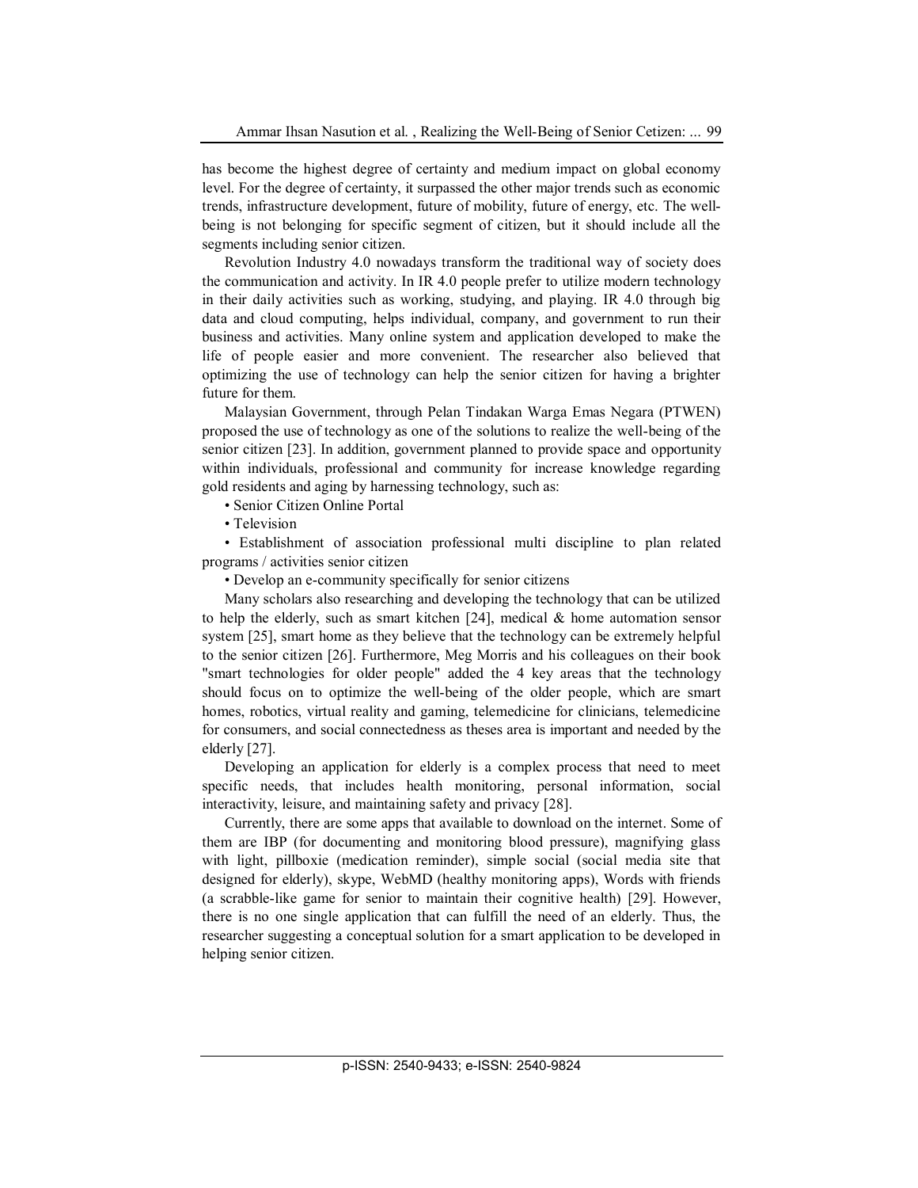has become the highest degree of certainty and medium impact on global economy level. For the degree of certainty, it surpassed the other major trends such as economic trends, infrastructure development, future of mobility, future of energy, etc. The well-being is not belonging for specific segment of citizen, but it should include all the segments including senior citizen.

Revolution Industry 4.0 nowadays transform the traditional way of society does the communication and activity. In IR 4.0 people prefer to utilize modern technology in their daily activities such as working, studying, and playing. IR 4.0 through big data and cloud computing, helps individual, company, and government to run their business and activities. Many online system and application developed to make the life of people easier and more convenient. The researcher also believed that optimizing the use of technology can help the senior citizen for having a brighter future for them.

Malaysian Government, through Pelan Tindakan Warga Emas Negara (PTWEN) proposed the use of technology as one of the solutions to realize the well-being of the senior citizen [23]. In addition, government planned to provide space and opportunity within individuals, professional and community for increase knowledge regarding gold residents and aging by harnessing technology, such as:

- Senior Citizen Online Portal
- Television
- Establishment of association professional multi discipline to plan related programs / activities senior citizen
- Develop an e-community specifically for senior citizens

Many scholars also researching and developing the technology that can be utilized to help the elderly, such as smart kitchen [24], medical & home automation sensor system [25], smart home as they believe that the technology can be extremely helpful to the senior citizen [26]. Furthermore, Meg Morris and his colleagues on their book "smart technologies for older people" added the 4 key areas that the technology should focus on to optimize the well-being of the older people, which are smart homes, robotics, virtual reality and gaming, telemedicine for clinicians, telemedicine for consumers, and social connectedness as theses area is important and needed by the elderly [27].

Developing an application for elderly is a complex process that need to meet specific needs, that includes health monitoring, personal information, social interactivity, leisure, and maintaining safety and privacy [28].

Currently, there are some apps that available to download on the internet. Some of them are IBP (for documenting and monitoring blood pressure), magnifying glass with light, pillboxie (medication reminder), simple social (social media site that designed for elderly), skype, WebMD (healthy monitoring apps), Words with friends (a scrabble-like game for senior to maintain their cognitive health) [29]. However, there is no one single application that can fulfill the need of an elderly. Thus, the researcher suggesting a conceptual solution for a smart application to be developed in helping senior citizen.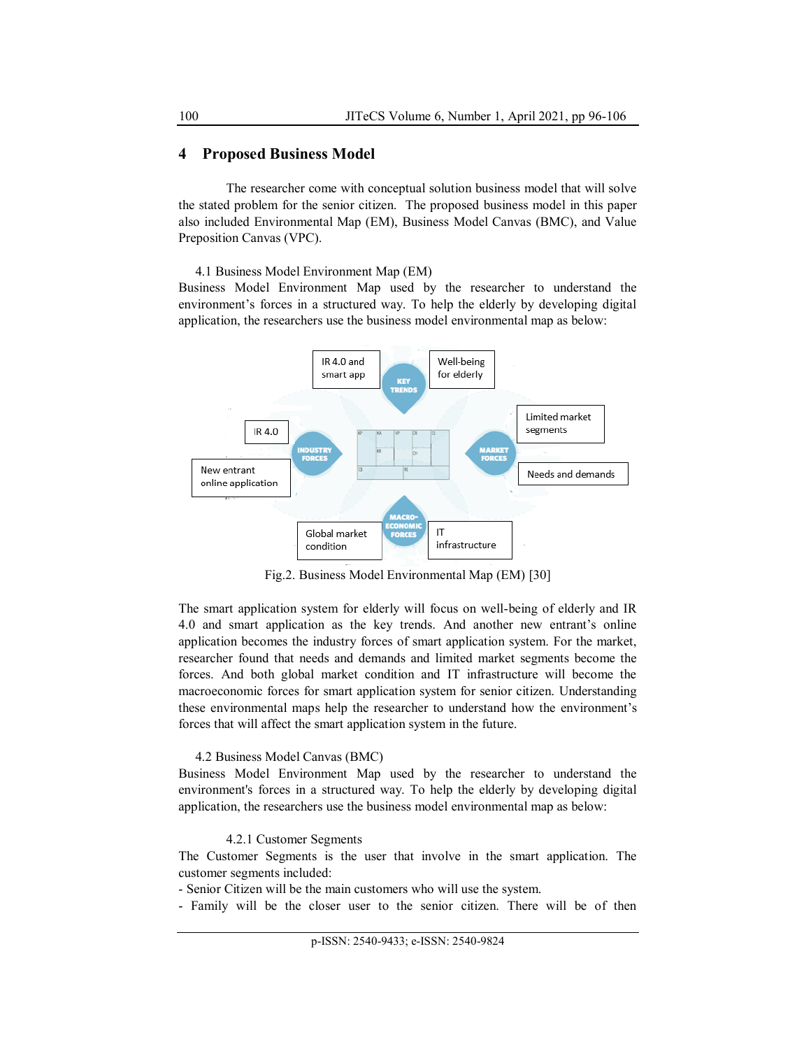## 4 Proposed Business Model

The researcher come with conceptual solution business model that will solve the stated problem for the senior citizen. The proposed business model in this paper also included Environmental Map (EM), Business Model Canvas (BMC), and Value Preposition Canvas (VPC).

### 4.1 Business Model Environment Map (EM)

Business Model Environment Map used by the researcher to understand the environment's forces in a structured way. To help the elderly by developing digital application, the researchers use the business model environmental map as below:

Fig.2. Business Model Environmental Map (EM) [30]

The smart application system for elderly will focus on well-being of elderly and IR 4.0 and smart application as the key trends. And another new entrant's online application becomes the industry forces of smart application system. For the market, researcher found that needs and demands and limited market segments become the forces. And both global market condition and IT infrastructure will become the macroeconomic forces for smart application system for senior citizen. Understanding these environmental maps help the researcher to understand how the environment's forces that will affect the smart application system in the future.

### 4.2 Business Model Canvas (BMC)

Business Model Environment Map used by the researcher to understand the environment's forces in a structured way. To help the elderly by developing digital application, the researchers use the business model environmental map as below:

#### 4.2.1 Customer Segments

The Customer Segments is the user that involve in the smart application. The customer segments included:

- Senior Citizen will be the main customers who will use the system.
- Family will be the closer user to the senior citizen. There will be of then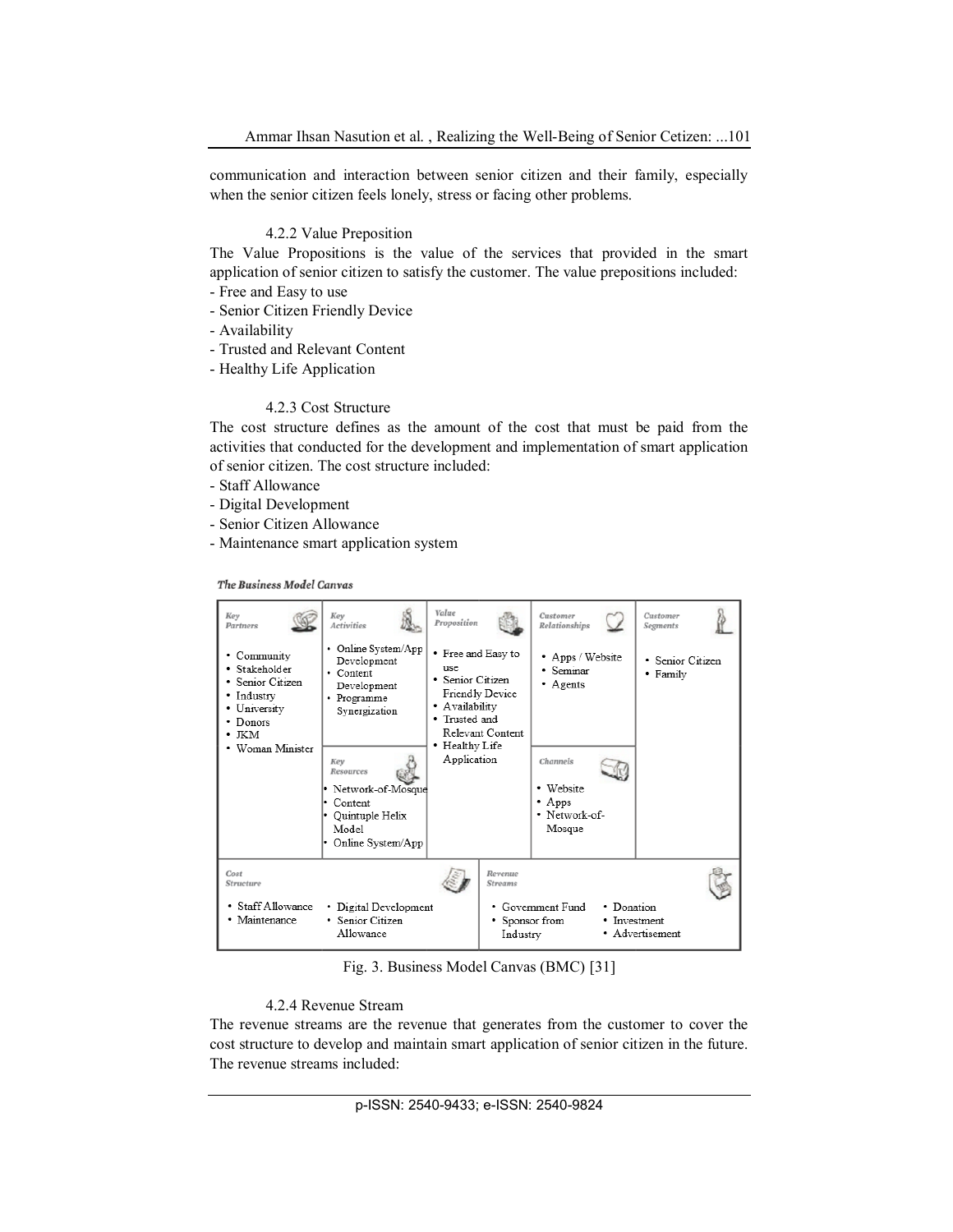communication and interaction between senior citizen and their family, especially when the senior citizen feels lonely, stress or facing other problems.

#### 4.2.2 Value Preposition

The Value Propositions is the value of the services that provided in the smart application of senior citizen to satisfy the customer. The value prepositions included:

- Free and Easy to use
- Senior Citizen Friendly Device
- Availability
- Trusted and Relevant Content
- Healthy Life Application

#### 4.2.3 Cost Structure

The cost structure defines as the amount of the cost that must be paid from the activities that conducted for the development and implementation of smart application of senior citizen. The cost structure included:

- Staff Allowance
- Digital Development
- Senior Citizen Allowance
- Maintenance smart application system

**The Business Model Canvas**

| Key Partners | Key Activities | Value Proposition | Customer Relationships | Customer Segments |
|---|---|---|---|---|
| • Community<br>• Stakeholder<br>• Senior Citizen<br>• Industry<br>• University<br>• Donors<br>• JKM<br>• Woman Minister | • Online System/App Development<br>• Content Development<br>• Programme Synergization | • Free and Easy to use<br>• Senior Citizen Friendly Device<br>• Availability<br>• Trusted and Relevant Content<br>• Healthy Life Application | • Apps / Website<br>• Seminar<br>• Agents | • Senior Citizen<br>• Family |
| | **Key Resources** | | **Channels** | |
| | • Network-of-Mosque<br>• Content<br>• Quintuple Helix Model<br>• Online System/App | | • Website<br>• Apps<br>• Network-of-Mosque | |

| Cost Structure | Revenue Streams |
|---|---|
| • Staff Allowance<br>• Maintenance<br>• Digital Development<br>• Senior Citizen Allowance | • Government Fund<br>• Sponsor from Industry<br>• Donation<br>• Investment<br>• Advertisement |

Fig. 3. Business Model Canvas (BMC) [31]

#### 4.2.4 Revenue Stream

The revenue streams are the revenue that generates from the customer to cover the cost structure to develop and maintain smart application of senior citizen in the future. The revenue streams included: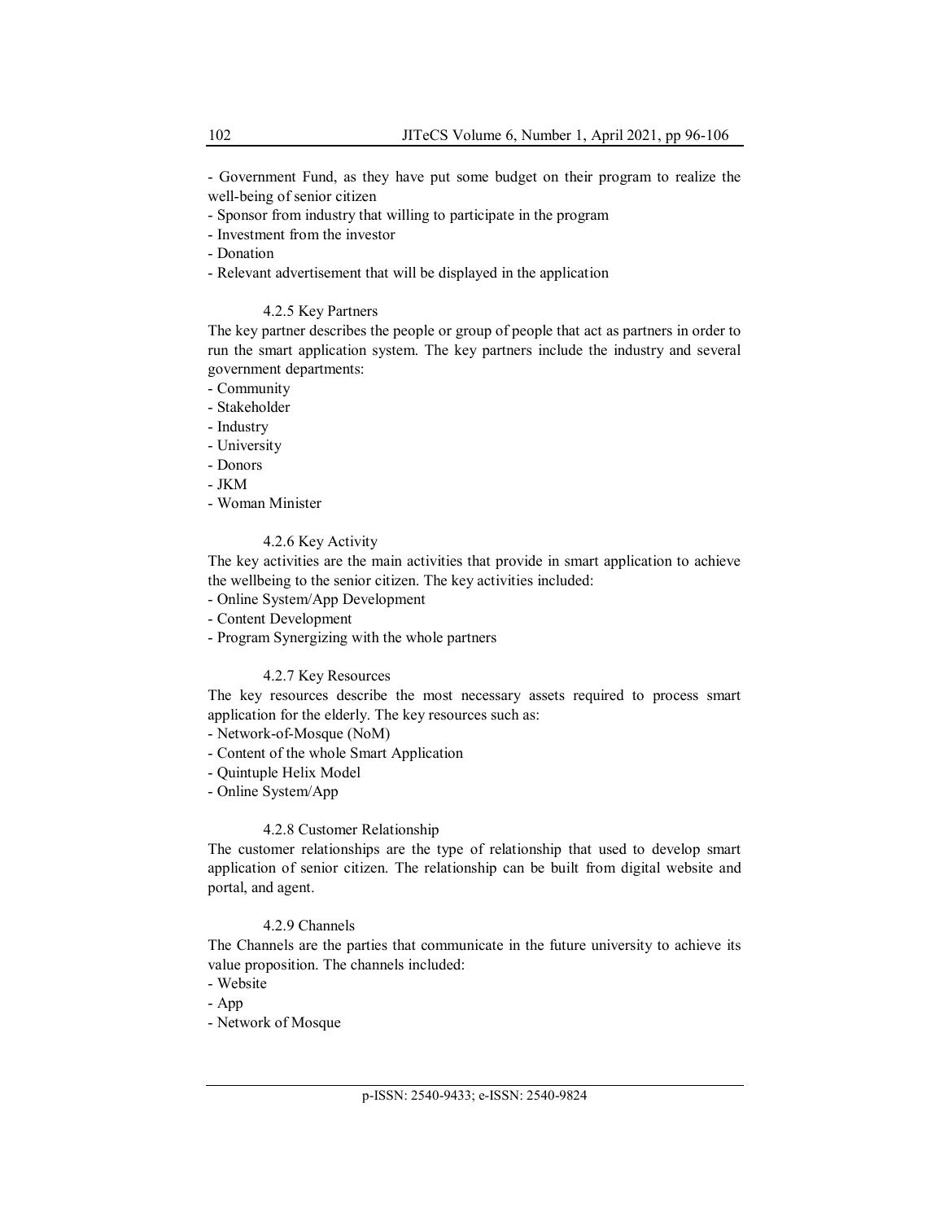- Government Fund, as they have put some budget on their program to realize the well-being of senior citizen
- Sponsor from industry that willing to participate in the program
- Investment from the investor
- Donation
- Relevant advertisement that will be displayed in the application

#### 4.2.5 Key Partners

The key partner describes the people or group of people that act as partners in order to run the smart application system. The key partners include the industry and several government departments:

- Community
- Stakeholder
- Industry
- University
- Donors
- JKM
- Woman Minister

#### 4.2.6 Key Activity

The key activities are the main activities that provide in smart application to achieve the wellbeing to the senior citizen. The key activities included:

- Online System/App Development
- Content Development
- Program Synergizing with the whole partners

#### 4.2.7 Key Resources

The key resources describe the most necessary assets required to process smart application for the elderly. The key resources such as:

- Network-of-Mosque (NoM)
- Content of the whole Smart Application
- Quintuple Helix Model
- Online System/App

#### 4.2.8 Customer Relationship

The customer relationships are the type of relationship that used to develop smart application of senior citizen. The relationship can be built from digital website and portal, and agent.

#### 4.2.9 Channels

The Channels are the parties that communicate in the future university to achieve its value proposition. The channels included:

- Website
- App
- Network of Mosque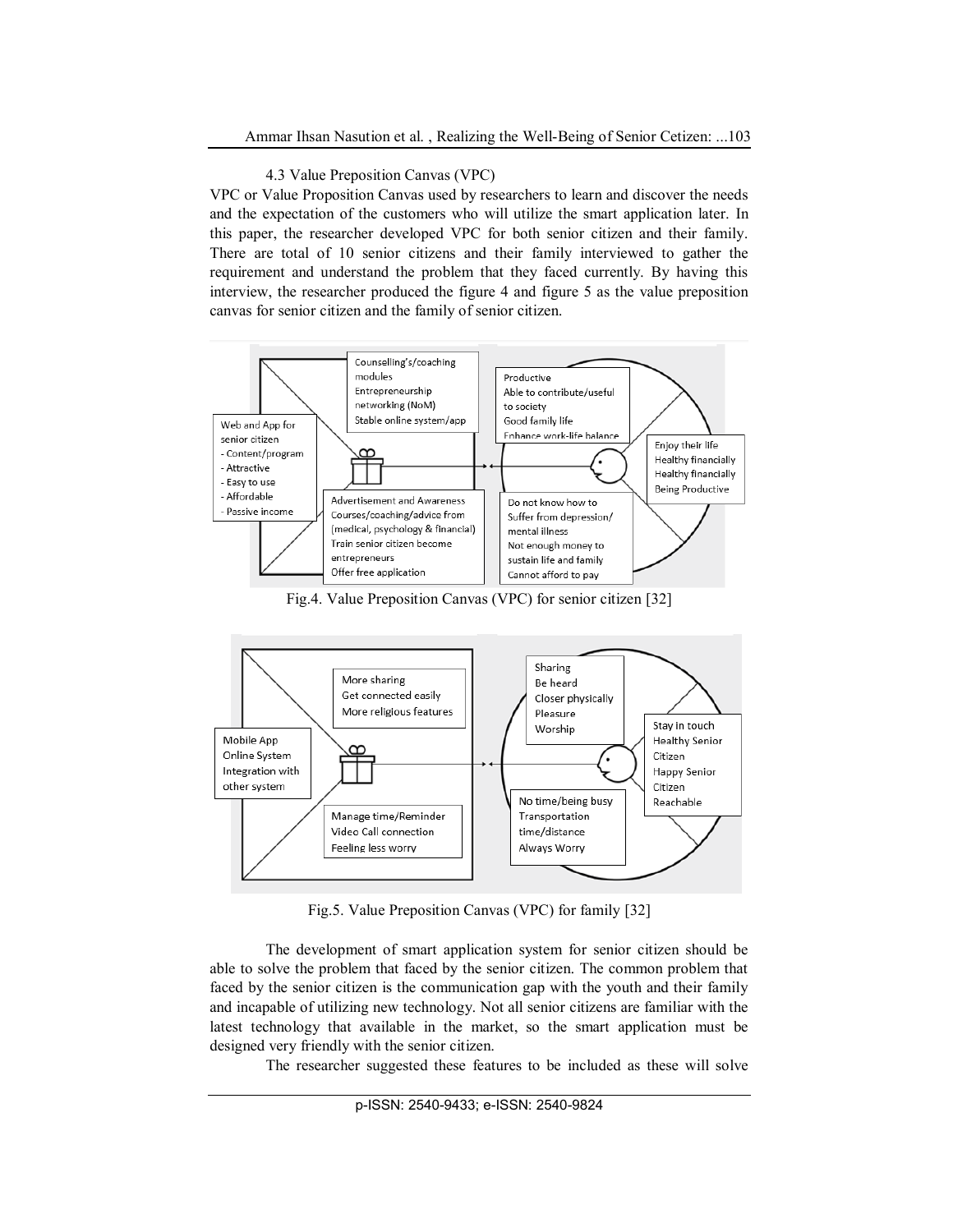4.3 Value Preposition Canvas (VPC)

VPC or Value Proposition Canvas used by researchers to learn and discover the needs and the expectation of the customers who will utilize the smart application later. In this paper, the researcher developed VPC for both senior citizen and their family. There are total of 10 senior citizens and their family interviewed to gather the requirement and understand the problem that they faced currently. By having this interview, the researcher produced the figure 4 and figure 5 as the value preposition canvas for senior citizen and the family of senior citizen.

Fig.4. Value Preposition Canvas (VPC) for senior citizen [32]

Fig.5. Value Preposition Canvas (VPC) for family [32]

The development of smart application system for senior citizen should be able to solve the problem that faced by the senior citizen. The common problem that faced by the senior citizen is the communication gap with the youth and their family and incapable of utilizing new technology. Not all senior citizens are familiar with the latest technology that available in the market, so the smart application must be designed very friendly with the senior citizen.

The researcher suggested these features to be included as these will solve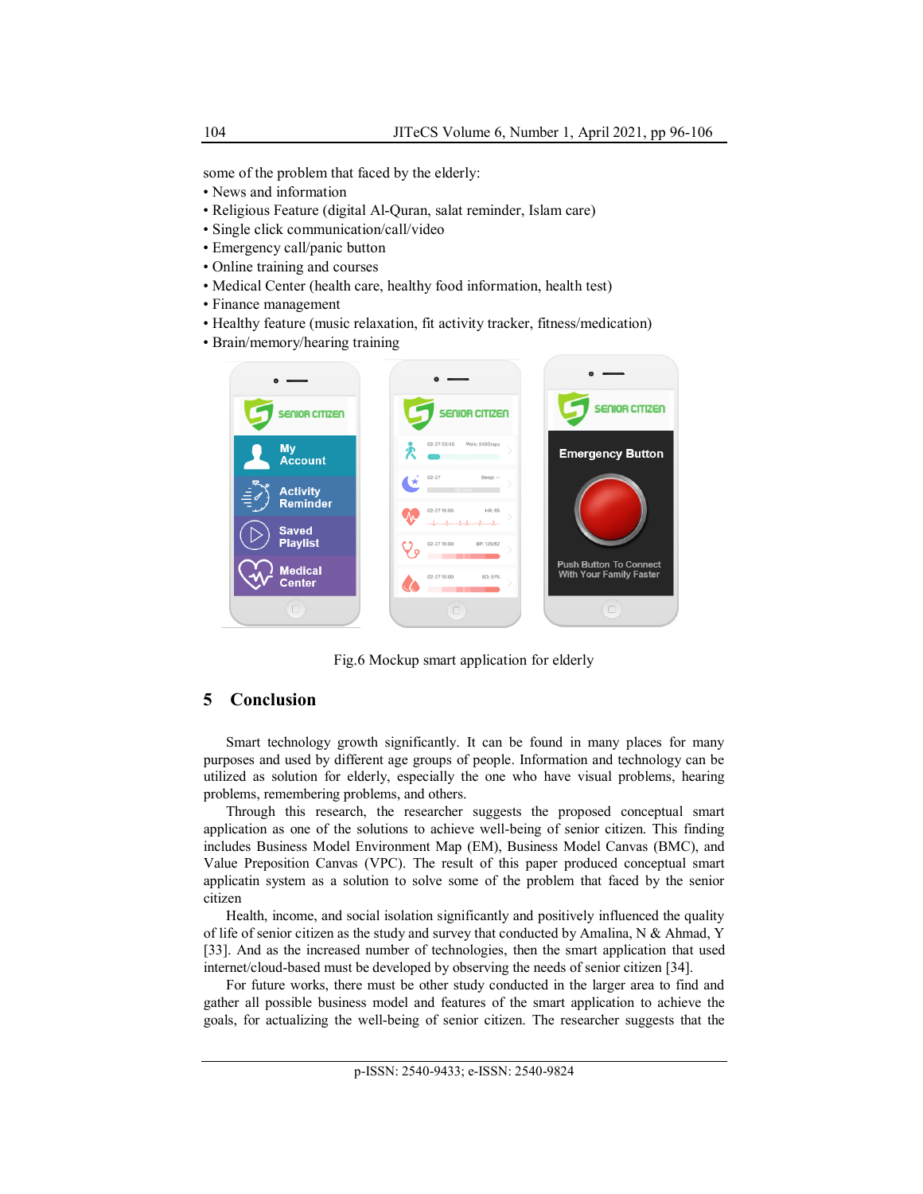some of the problem that faced by the elderly:

- News and information
- Religious Feature (digital Al-Quran, salat reminder, Islam care)
- Single click communication/call/video
- Emergency call/panic button
- Online training and courses
- Medical Center (health care, healthy food information, health test)
- Finance management
- Healthy feature (music relaxation, fit activity tracker, fitness/medication)
- Brain/memory/hearing training

Fig.6 Mockup smart application for elderly

## 5 Conclusion

Smart technology growth significantly. It can be found in many places for many purposes and used by different age groups of people. Information and technology can be utilized as solution for elderly, especially the one who have visual problems, hearing problems, remembering problems, and others.

Through this research, the researcher suggests the proposed conceptual smart application as one of the solutions to achieve well-being of senior citizen. This finding includes Business Model Environment Map (EM), Business Model Canvas (BMC), and Value Preposition Canvas (VPC). The result of this paper produced conceptual smart applicatin system as a solution to solve some of the problem that faced by the senior citizen

Health, income, and social isolation significantly and positively influenced the quality of life of senior citizen as the study and survey that conducted by Amalina, N & Ahmad, Y [33]. And as the increased number of technologies, then the smart application that used internet/cloud-based must be developed by observing the needs of senior citizen [34].

For future works, there must be other study conducted in the larger area to find and gather all possible business model and features of the smart application to achieve the goals, for actualizing the well-being of senior citizen. The researcher suggests that the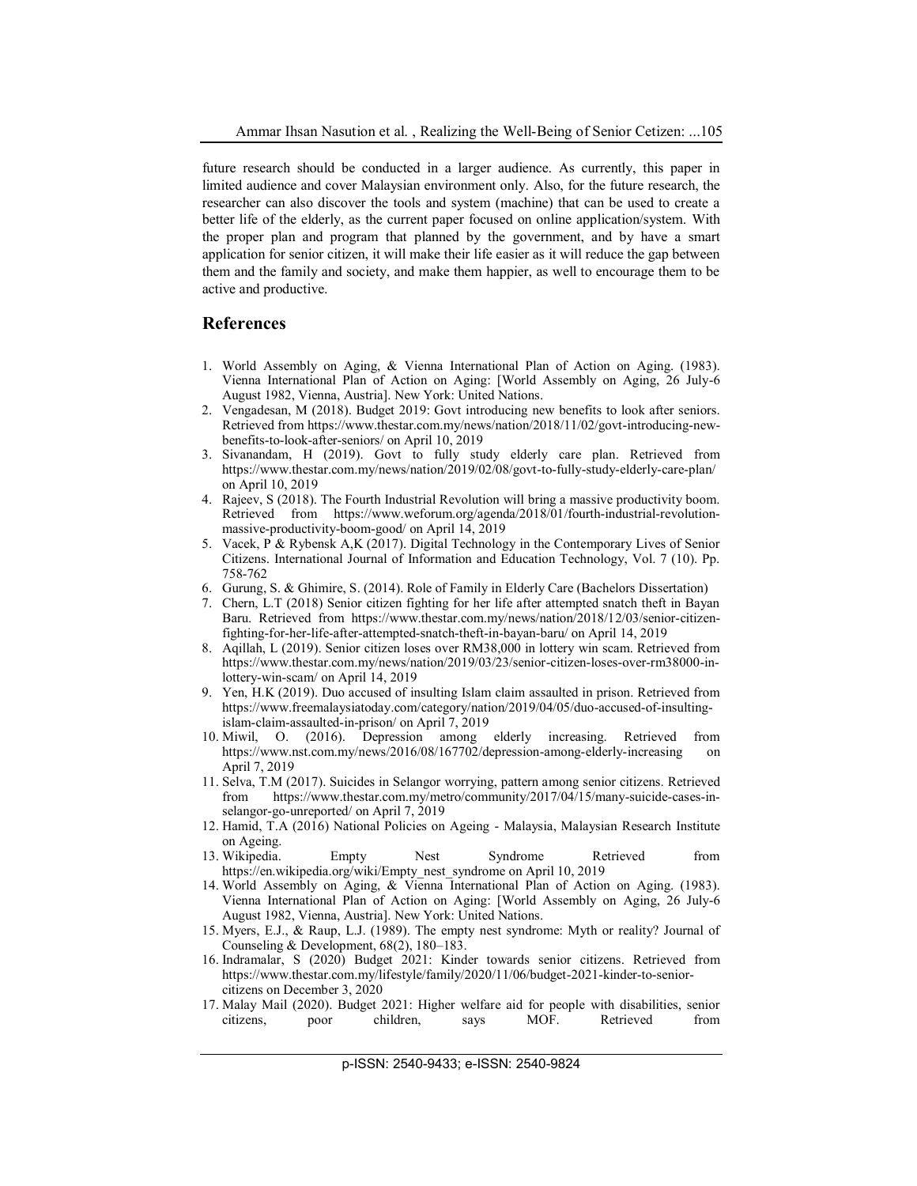future research should be conducted in a larger audience. As currently, this paper in limited audience and cover Malaysian environment only. Also, for the future research, the researcher can also discover the tools and system (machine) that can be used to create a better life of the elderly, as the current paper focused on online application/system. With the proper plan and program that planned by the government, and by have a smart application for senior citizen, it will make their life easier as it will reduce the gap between them and the family and society, and make them happier, as well to encourage them to be active and productive.

## References

1. World Assembly on Aging, & Vienna International Plan of Action on Aging. (1983). Vienna International Plan of Action on Aging: [World Assembly on Aging, 26 July-6 August 1982, Vienna, Austria]. New York: United Nations.
2. Vengadesan, M (2018). Budget 2019: Govt introducing new benefits to look after seniors. Retrieved from https://www.thestar.com.my/news/nation/2018/11/02/govt-introducing-new-benefits-to-look-after-seniors/ on April 10, 2019
3. Sivanandam, H (2019). Govt to fully study elderly care plan. Retrieved from https://www.thestar.com.my/news/nation/2019/02/08/govt-to-fully-study-elderly-care-plan/ on April 10, 2019
4. Rajeev, S (2018). The Fourth Industrial Revolution will bring a massive productivity boom. Retrieved from https://www.weforum.org/agenda/2018/01/fourth-industrial-revolution-massive-productivity-boom-good/ on April 14, 2019
5. Vacek, P & Rybensk A,K (2017). Digital Technology in the Contemporary Lives of Senior Citizens. International Journal of Information and Education Technology, Vol. 7 (10). Pp. 758-762
6. Gurung, S. & Ghimire, S. (2014). Role of Family in Elderly Care (Bachelors Dissertation)
7. Chern, L.T (2018) Senior citizen fighting for her life after attempted snatch theft in Bayan Baru. Retrieved from https://www.thestar.com.my/news/nation/2018/12/03/senior-citizen-fighting-for-her-life-after-attempted-snatch-theft-in-bayan-baru/ on April 14, 2019
8. Aqillah, L (2019). Senior citizen loses over RM38,000 in lottery win scam. Retrieved from https://www.thestar.com.my/news/nation/2019/03/23/senior-citizen-loses-over-rm38000-in-lottery-win-scam/ on April 14, 2019
9. Yen, H.K (2019). Duo accused of insulting Islam claim assaulted in prison. Retrieved from https://www.freemalaysiatoday.com/category/nation/2019/04/05/duo-accused-of-insulting-islam-claim-assaulted-in-prison/ on April 7, 2019
10. Miwil, O. (2016). Depression among elderly increasing. Retrieved from https://www.nst.com.my/news/2016/08/167702/depression-among-elderly-increasing on April 7, 2019
11. Selva, T.M (2017). Suicides in Selangor worrying, pattern among senior citizens. Retrieved from https://www.thestar.com.my/metro/community/2017/04/15/many-suicide-cases-in-selangor-go-unreported/ on April 7, 2019
12. Hamid, T.A (2016) National Policies on Ageing - Malaysia, Malaysian Research Institute on Ageing.
13. Wikipedia. Empty Nest Syndrome Retrieved from https://en.wikipedia.org/wiki/Empty_nest_syndrome on April 10, 2019
14. World Assembly on Aging, & Vienna International Plan of Action on Aging. (1983). Vienna International Plan of Action on Aging: [World Assembly on Aging, 26 July-6 August 1982, Vienna, Austria]. New York: United Nations.
15. Myers, E.J., & Raup, L.J. (1989). The empty nest syndrome: Myth or reality? Journal of Counseling & Development, 68(2), 180–183.
16. Indramalar, S (2020) Budget 2021: Kinder towards senior citizens. Retrieved from https://www.thestar.com.my/lifestyle/family/2020/11/06/budget-2021-kinder-to-senior-citizens on December 3, 2020
17. Malay Mail (2020). Budget 2021: Higher welfare aid for people with disabilities, senior citizens, poor children, says MOF. Retrieved from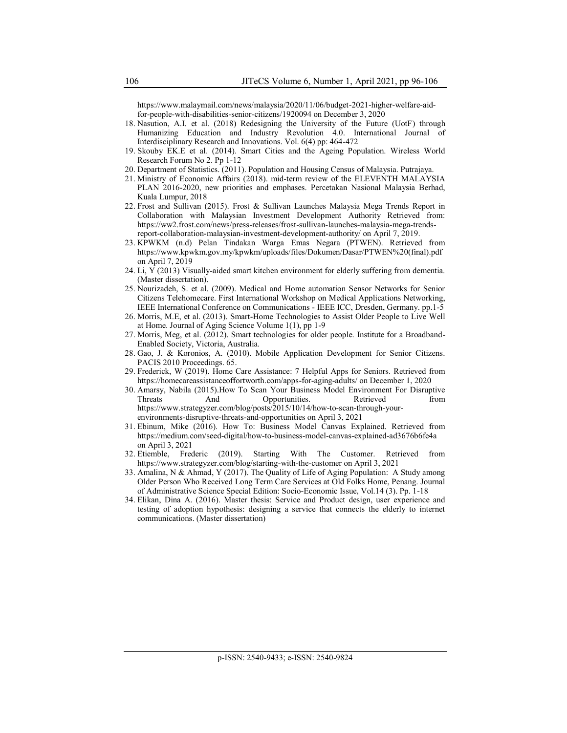https://www.malaymail.com/news/malaysia/2020/11/06/budget-2021-higher-welfare-aid-for-people-with-disabilities-senior-citizens/1920094 on December 3, 2020

18. Nasution, A.I. et al. (2018) Redesigning the University of the Future (UotF) through Humanizing Education and Industry Revolution 4.0. International Journal of Interdisciplinary Research and Innovations. Vol. 6(4) pp: 464-472
19. Skouby EK.E et al. (2014). Smart Cities and the Ageing Population. Wireless World Research Forum No 2. Pp 1-12
20. Department of Statistics. (2011). Population and Housing Census of Malaysia. Putrajaya.
21. Ministry of Economic Affairs (2018). mid-term review of the ELEVENTH MALAYSIA PLAN 2016-2020, new priorities and emphases. Percetakan Nasional Malaysia Berhad, Kuala Lumpur, 2018
22. Frost and Sullivan (2015). Frost & Sullivan Launches Malaysia Mega Trends Report in Collaboration with Malaysian Investment Development Authority Retrieved from: https://ww2.frost.com/news/press-releases/frost-sullivan-launches-malaysia-mega-trends-report-collaboration-malaysian-investment-development-authority/ on April 7, 2019.
23. KPWKM (n.d) Pelan Tindakan Warga Emas Negara (PTWEN). Retrieved from https://www.kpwkm.gov.my/kpwkm/uploads/files/Dokumen/Dasar/PTWEN%20(final).pdf on April 7, 2019
24. Li, Y (2013) Visually-aided smart kitchen environment for elderly suffering from dementia. (Master dissertation).
25. Nourizadeh, S. et al. (2009). Medical and Home automation Sensor Networks for Senior Citizens Telehomecare. First International Workshop on Medical Applications Networking, IEEE International Conference on Communications - IEEE ICC, Dresden, Germany. pp.1-5
26. Morris, M.E, et al. (2013). Smart-Home Technologies to Assist Older People to Live Well at Home. Journal of Aging Science Volume 1(1), pp 1-9
27. Morris, Meg, et al. (2012). Smart technologies for older people. Institute for a Broadband-Enabled Society, Victoria, Australia.
28. Gao, J. & Koronios, A. (2010). Mobile Application Development for Senior Citizens. PACIS 2010 Proceedings. 65.
29. Frederick, W (2019). Home Care Assistance: 7 Helpful Apps for Seniors. Retrieved from https://homecareassistanceoffortworth.com/apps-for-aging-adults/ on December 1, 2020
30. Amarsy, Nabila (2015).How To Scan Your Business Model Environment For Disruptive Threats And Opportunities. Retrieved from https://www.strategyzer.com/blog/posts/2015/10/14/how-to-scan-through-your-environments-disruptive-threats-and-opportunities on April 3, 2021
31. Ebinum, Mike (2016). How To: Business Model Canvas Explained. Retrieved from https://medium.com/seed-digital/how-to-business-model-canvas-explained-ad3676b6fe4a on April 3, 2021
32. Etiemble, Frederic (2019). Starting With The Customer. Retrieved from https://www.strategyzer.com/blog/starting-with-the-customer on April 3, 2021
33. Amalina, N & Ahmad, Y (2017). The Quality of Life of Aging Population: A Study among Older Person Who Received Long Term Care Services at Old Folks Home, Penang. Journal of Administrative Science Special Edition: Socio-Economic Issue, Vol.14 (3). Pp. 1-18
34. Elikan, Dina A. (2016). Master thesis: Service and Product design, user experience and testing of adoption hypothesis: designing a service that connects the elderly to internet communications. (Master dissertation)